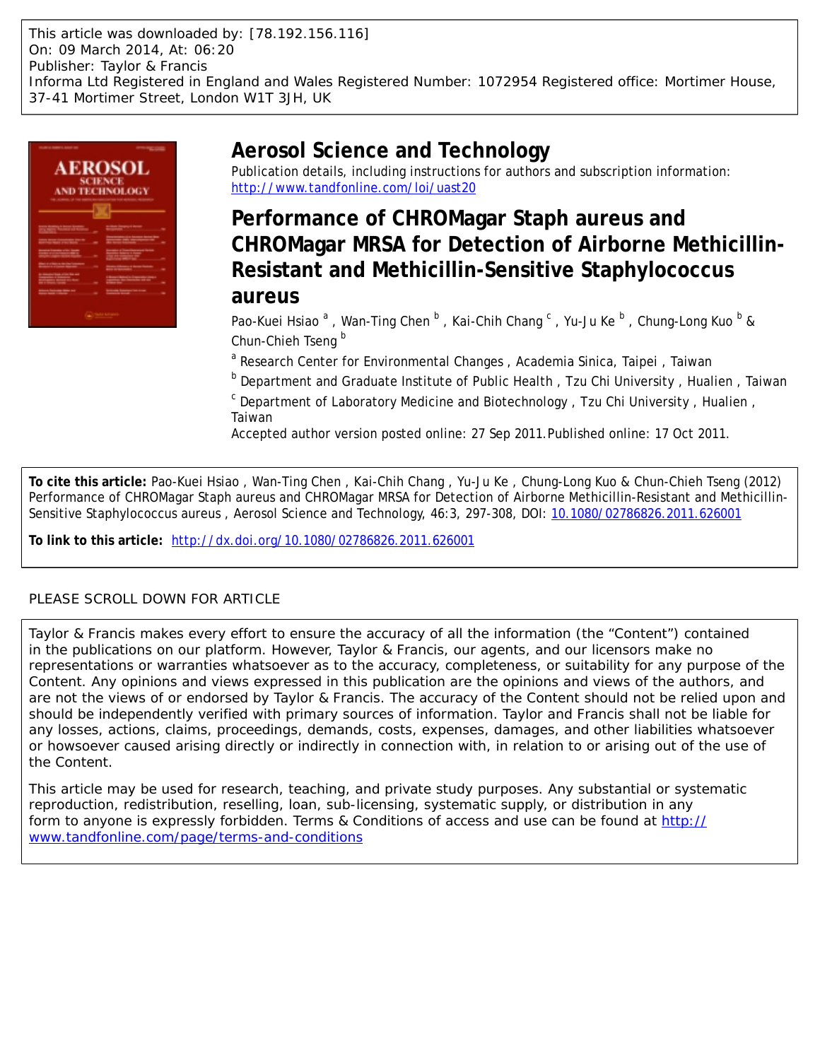This article was downloaded by: [78.192.156.116]
On: 09 March 2014, At: 06:20
Publisher: Taylor & Francis
Informa Ltd Registered in England and Wales Registered Number: 1072954 Registered office: Mortimer House, 37-41 Mortimer Street, London W1T 3JH, UK

# Aerosol Science and Technology

Publication details, including instructions for authors and subscription information:
http://www.tandfonline.com/loi/uast20

# Performance of CHROMagar Staph aureus and CHROMagar MRSA for Detection of Airborne Methicillin-Resistant and Methicillin-Sensitive Staphylococcus aureus

Pao-Kuei Hsiao [a], Wan-Ting Chen [b], Kai-Chih Chang [c], Yu-Ju Ke [b], Chung-Long Kuo [b] & Chun-Chieh Tseng [b]

[a] Research Center for Environmental Changes, Academia Sinica, Taipei, Taiwan

[b] Department and Graduate Institute of Public Health, Tzu Chi University, Hualien, Taiwan

[c] Department of Laboratory Medicine and Biotechnology, Tzu Chi University, Hualien, Taiwan

Accepted author version posted online: 27 Sep 2011. Published online: 17 Oct 2011.

**To cite this article:** Pao-Kuei Hsiao, Wan-Ting Chen, Kai-Chih Chang, Yu-Ju Ke, Chung-Long Kuo & Chun-Chieh Tseng (2012) Performance of CHROMagar Staph aureus and CHROMagar MRSA for Detection of Airborne Methicillin-Resistant and Methicillin-Sensitive Staphylococcus aureus, Aerosol Science and Technology, 46:3, 297-308, DOI: 10.1080/02786826.2011.626001

**To link to this article:** http://dx.doi.org/10.1080/02786826.2011.626001

PLEASE SCROLL DOWN FOR ARTICLE

Taylor & Francis makes every effort to ensure the accuracy of all the information (the “Content”) contained in the publications on our platform. However, Taylor & Francis, our agents, and our licensors make no representations or warranties whatsoever as to the accuracy, completeness, or suitability for any purpose of the Content. Any opinions and views expressed in this publication are the opinions and views of the authors, and are not the views of or endorsed by Taylor & Francis. The accuracy of the Content should not be relied upon and should be independently verified with primary sources of information. Taylor and Francis shall not be liable for any losses, actions, claims, proceedings, demands, costs, expenses, damages, and other liabilities whatsoever or howsoever caused arising directly or indirectly in connection with, in relation to or arising out of the use of the Content.

This article may be used for research, teaching, and private study purposes. Any substantial or systematic reproduction, redistribution, reselling, loan, sub-licensing, systematic supply, or distribution in any form to anyone is expressly forbidden. Terms & Conditions of access and use can be found at http://www.tandfonline.com/page/terms-and-conditions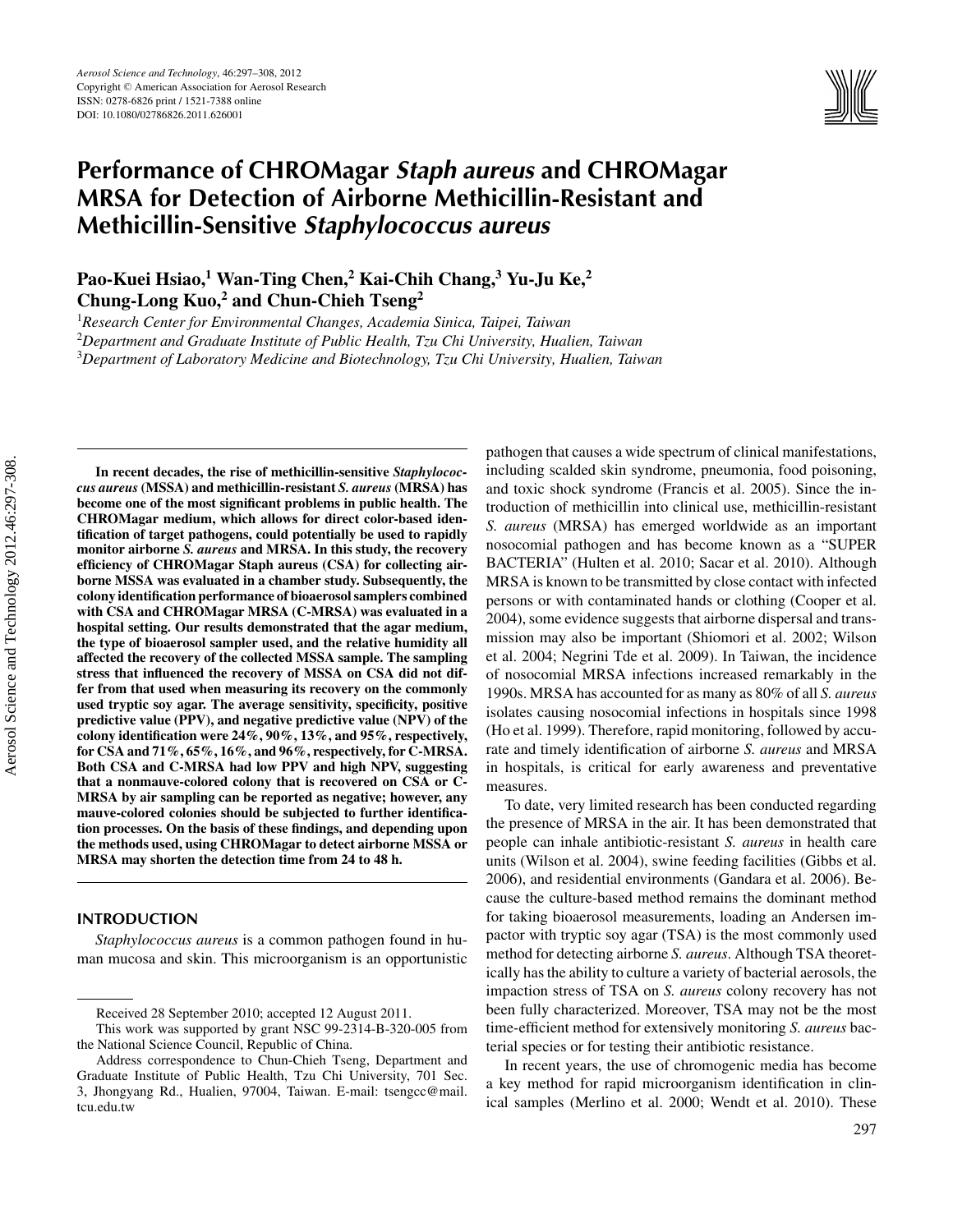*Aerosol Science and Technology*, 46:297–308, 2012
Copyright © American Association for Aerosol Research
ISSN: 0278-6826 print / 1521-7388 online
DOI: 10.1080/02786826.2011.626001

# Performance of CHROMagar *Staph aureus* and CHROMagar MRSA for Detection of Airborne Methicillin-Resistant and Methicillin-Sensitive *Staphylococcus aureus*

**Pao-Kuei Hsiao,[1] Wan-Ting Chen,[2] Kai-Chih Chang,[3] Yu-Ju Ke,[2] Chung-Long Kuo,[2] and Chun-Chieh Tseng[2]**

[1]*Research Center for Environmental Changes, Academia Sinica, Taipei, Taiwan*
[2]*Department and Graduate Institute of Public Health, Tzu Chi University, Hualien, Taiwan*
[3]*Department of Laboratory Medicine and Biotechnology, Tzu Chi University, Hualien, Taiwan*

**In recent decades, the rise of methicillin-sensitive *Staphylococcus aureus* (MSSA) and methicillin-resistant *S. aureus* (MRSA) has become one of the most significant problems in public health. The CHROMagar medium, which allows for direct color-based identification of target pathogens, could potentially be used to rapidly monitor airborne *S. aureus* and MRSA. In this study, the recovery efficiency of CHROMagar Staph aureus (CSA) for collecting airborne MSSA was evaluated in a chamber study. Subsequently, the colony identification performance of bioaerosol samplers combined with CSA and CHROMagar MRSA (C-MRSA) was evaluated in a hospital setting. Our results demonstrated that the agar medium, the type of bioaerosol sampler used, and the relative humidity all affected the recovery of the collected MSSA sample. The sampling stress that influenced the recovery of MSSA on CSA did not differ from that used when measuring its recovery on the commonly used tryptic soy agar. The average sensitivity, specificity, positive predictive value (PPV), and negative predictive value (NPV) of the colony identification were 24%, 90%, 13%, and 95%, respectively, for CSA and 71%, 65%, 16%, and 96%, respectively, for C-MRSA. Both CSA and C-MRSA had low PPV and high NPV, suggesting that a nonmauve-colored colony that is recovered on CSA or C-MRSA by air sampling can be reported as negative; however, any mauve-colored colonies should be subjected to further identification processes. On the basis of these findings, and depending upon the methods used, using CHROMagar to detect airborne MSSA or MRSA may shorten the detection time from 24 to 48 h.**

## INTRODUCTION

*Staphylococcus aureus* is a common pathogen found in human mucosa and skin. This microorganism is an opportunistic pathogen that causes a wide spectrum of clinical manifestations, including scalded skin syndrome, pneumonia, food poisoning, and toxic shock syndrome (Francis et al. 2005). Since the introduction of methicillin into clinical use, methicillin-resistant *S. aureus* (MRSA) has emerged worldwide as an important nosocomial pathogen and has become known as a "SUPER BACTERIA" (Hulten et al. 2010; Sacar et al. 2010). Although MRSA is known to be transmitted by close contact with infected persons or with contaminated hands or clothing (Cooper et al. 2004), some evidence suggests that airborne dispersal and transmission may also be important (Shiomori et al. 2002; Wilson et al. 2004; Negrini Tde et al. 2009). In Taiwan, the incidence of nosocomial MRSA infections increased remarkably in the 1990s. MRSA has accounted for as many as 80% of all *S. aureus* isolates causing nosocomial infections in hospitals since 1998 (Ho et al. 1999). Therefore, rapid monitoring, followed by accurate and timely identification of airborne *S. aureus* and MRSA in hospitals, is critical for early awareness and preventative measures.

To date, very limited research has been conducted regarding the presence of MRSA in the air. It has been demonstrated that people can inhale antibiotic-resistant *S. aureus* in health care units (Wilson et al. 2004), swine feeding facilities (Gibbs et al. 2006), and residential environments (Gandara et al. 2006). Because the culture-based method remains the dominant method for taking bioaerosol measurements, loading an Andersen impactor with tryptic soy agar (TSA) is the most commonly used method for detecting airborne *S. aureus*. Although TSA theoretically has the ability to culture a variety of bacterial aerosols, the impaction stress of TSA on *S. aureus* colony recovery has not been fully characterized. Moreover, TSA may not be the most time-efficient method for extensively monitoring *S. aureus* bacterial species or for testing their antibiotic resistance.

In recent years, the use of chromogenic media has become a key method for rapid microorganism identification in clinical samples (Merlino et al. 2000; Wendt et al. 2010). These

Received 28 September 2010; accepted 12 August 2011.

This work was supported by grant NSC 99-2314-B-320-005 from the National Science Council, Republic of China.

Address correspondence to Chun-Chieh Tseng, Department and Graduate Institute of Public Health, Tzu Chi University, 701 Sec. 3, Jhongyang Rd., Hualien, 97004, Taiwan. E-mail: tsengcc@mail.tcu.edu.tw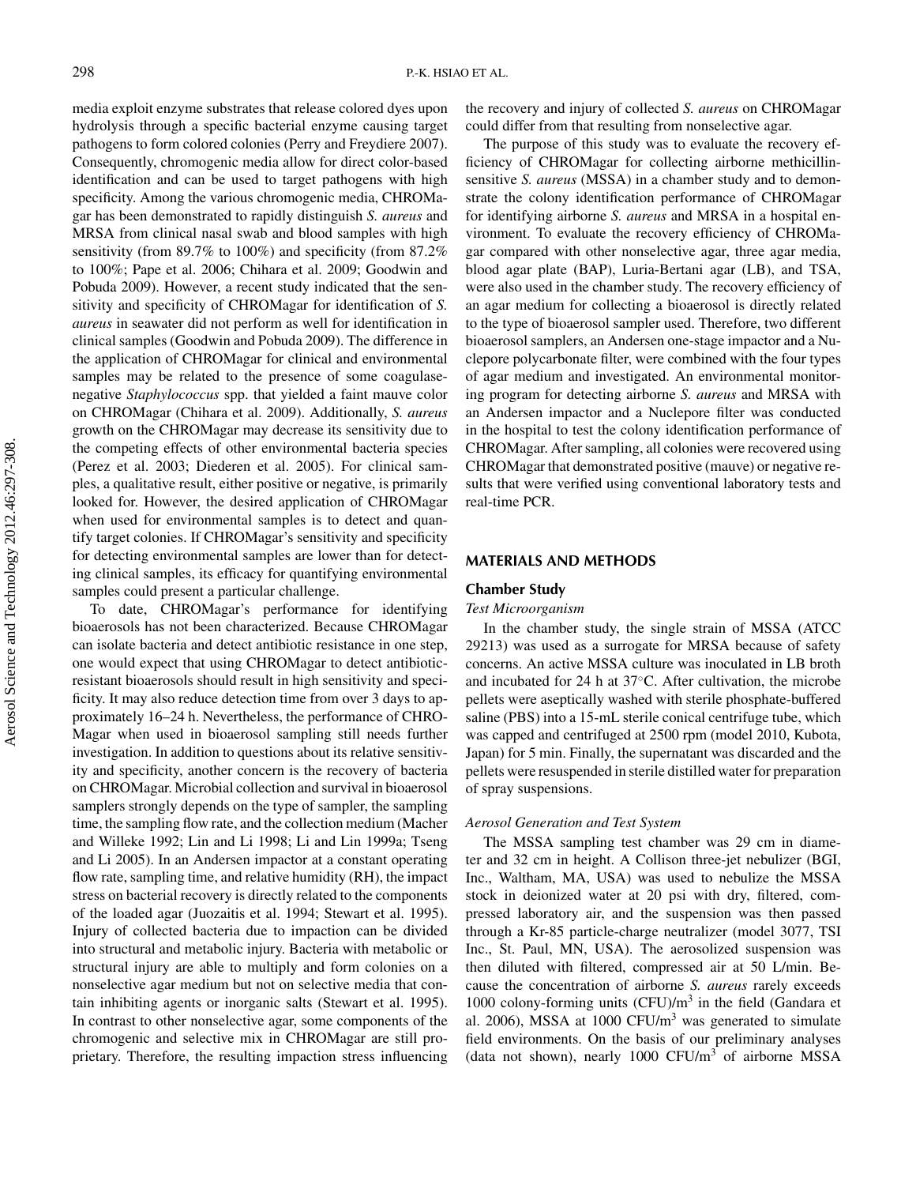media exploit enzyme substrates that release colored dyes upon hydrolysis through a specific bacterial enzyme causing target pathogens to form colored colonies (Perry and Freydiere 2007). Consequently, chromogenic media allow for direct color-based identification and can be used to target pathogens with high specificity. Among the various chromogenic media, CHROMagar has been demonstrated to rapidly distinguish *S. aureus* and MRSA from clinical nasal swab and blood samples with high sensitivity (from 89.7% to 100%) and specificity (from 87.2% to 100%; Pape et al. 2006; Chihara et al. 2009; Goodwin and Pobuda 2009). However, a recent study indicated that the sensitivity and specificity of CHROMagar for identification of *S. aureus* in seawater did not perform as well for identification in clinical samples (Goodwin and Pobuda 2009). The difference in the application of CHROMagar for clinical and environmental samples may be related to the presence of some coagulase-negative *Staphylococcus* spp. that yielded a faint mauve color on CHROMagar (Chihara et al. 2009). Additionally, *S. aureus* growth on the CHROMagar may decrease its sensitivity due to the competing effects of other environmental bacteria species (Perez et al. 2003; Diederen et al. 2005). For clinical samples, a qualitative result, either positive or negative, is primarily looked for. However, the desired application of CHROMagar when used for environmental samples is to detect and quantify target colonies. If CHROMagar's sensitivity and specificity for detecting environmental samples are lower than for detecting clinical samples, its efficacy for quantifying environmental samples could present a particular challenge.

To date, CHROMagar's performance for identifying bioaerosols has not been characterized. Because CHROMagar can isolate bacteria and detect antibiotic resistance in one step, one would expect that using CHROMagar to detect antibiotic-resistant bioaerosols should result in high sensitivity and specificity. It may also reduce detection time from over 3 days to approximately 16–24 h. Nevertheless, the performance of CHROMagar when used in bioaerosol sampling still needs further investigation. In addition to questions about its relative sensitivity and specificity, another concern is the recovery of bacteria on CHROMagar. Microbial collection and survival in bioaerosol samplers strongly depends on the type of sampler, the sampling time, the sampling flow rate, and the collection medium (Macher and Willeke 1992; Lin and Li 1998; Li and Lin 1999a; Tseng and Li 2005). In an Andersen impactor at a constant operating flow rate, sampling time, and relative humidity (RH), the impact stress on bacterial recovery is directly related to the components of the loaded agar (Juozaitis et al. 1994; Stewart et al. 1995). Injury of collected bacteria due to impaction can be divided into structural and metabolic injury. Bacteria with metabolic or structural injury are able to multiply and form colonies on a nonselective agar medium but not on selective media that contain inhibiting agents or inorganic salts (Stewart et al. 1995). In contrast to other nonselective agar, some components of the chromogenic and selective mix in CHROMagar are still proprietary. Therefore, the resulting impaction stress influencing the recovery and injury of collected *S. aureus* on CHROMagar could differ from that resulting from nonselective agar.

The purpose of this study was to evaluate the recovery efficiency of CHROMagar for collecting airborne methicillin-sensitive *S. aureus* (MSSA) in a chamber study and to demonstrate the colony identification performance of CHROMagar for identifying airborne *S. aureus* and MRSA in a hospital environment. To evaluate the recovery efficiency of CHROMagar compared with other nonselective agar, three agar media, blood agar plate (BAP), Luria-Bertani agar (LB), and TSA, were also used in the chamber study. The recovery efficiency of an agar medium for collecting a bioaerosol is directly related to the type of bioaerosol sampler used. Therefore, two different bioaerosol samplers, an Andersen one-stage impactor and a Nuclepore polycarbonate filter, were combined with the four types of agar medium and investigated. An environmental monitoring program for detecting airborne *S. aureus* and MRSA with an Andersen impactor and a Nuclepore filter was conducted in the hospital to test the colony identification performance of CHROMagar. After sampling, all colonies were recovered using CHROMagar that demonstrated positive (mauve) or negative results that were verified using conventional laboratory tests and real-time PCR.

## MATERIALS AND METHODS

### Chamber Study

#### *Test Microorganism*

In the chamber study, the single strain of MSSA (ATCC 29213) was used as a surrogate for MRSA because of safety concerns. An active MSSA culture was inoculated in LB broth and incubated for 24 h at 37°C. After cultivation, the microbe pellets were aseptically washed with sterile phosphate-buffered saline (PBS) into a 15-mL sterile conical centrifuge tube, which was capped and centrifuged at 2500 rpm (model 2010, Kubota, Japan) for 5 min. Finally, the supernatant was discarded and the pellets were resuspended in sterile distilled water for preparation of spray suspensions.

#### *Aerosol Generation and Test System*

The MSSA sampling test chamber was 29 cm in diameter and 32 cm in height. A Collison three-jet nebulizer (BGI, Inc., Waltham, MA, USA) was used to nebulize the MSSA stock in deionized water at 20 psi with dry, filtered, compressed laboratory air, and the suspension was then passed through a Kr-85 particle-charge neutralizer (model 3077, TSI Inc., St. Paul, MN, USA). The aerosolized suspension was then diluted with filtered, compressed air at 50 L/min. Because the concentration of airborne *S. aureus* rarely exceeds 1000 colony-forming units (CFU)/m$^3$ in the field (Gandara et al. 2006), MSSA at 1000 CFU/m$^3$ was generated to simulate field environments. On the basis of our preliminary analyses (data not shown), nearly 1000 CFU/m$^3$ of airborne MSSA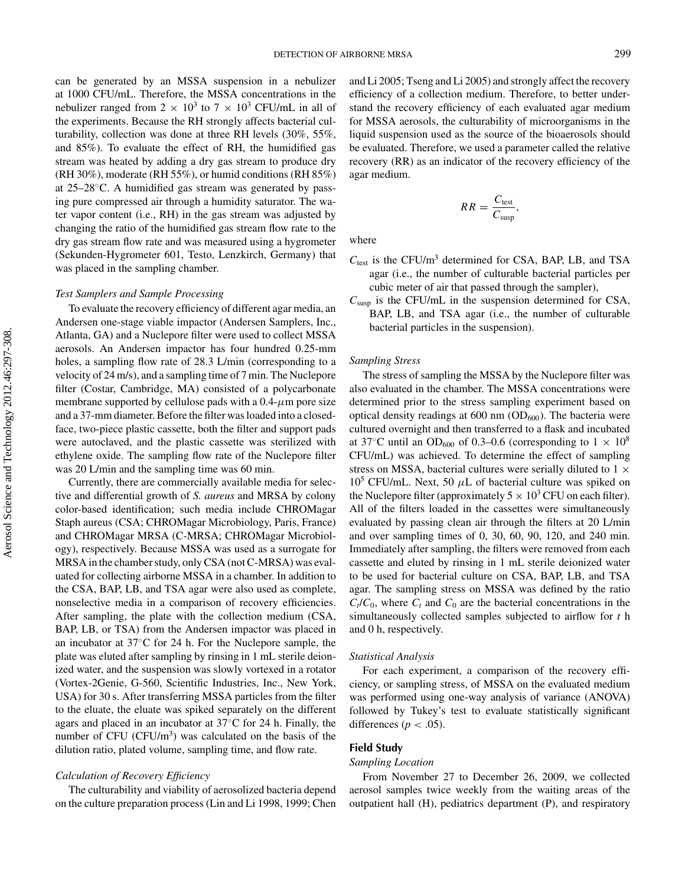can be generated by an MSSA suspension in a nebulizer at 1000 CFU/mL. Therefore, the MSSA concentrations in the nebulizer ranged from $2 \times 10^3$ to $7 \times 10^3$ CFU/mL in all of the experiments. Because the RH strongly affects bacterial culturability, collection was done at three RH levels (30%, 55%, and 85%). To evaluate the effect of RH, the humidified gas stream was heated by adding a dry gas stream to produce dry (RH 30%), moderate (RH 55%), or humid conditions (RH 85%) at 25–28°C. A humidified gas stream was generated by passing pure compressed air through a humidity saturator. The water vapor content (i.e., RH) in the gas stream was adjusted by changing the ratio of the humidified gas stream flow rate to the dry gas stream flow rate and was measured using a hygrometer (Sekunden-Hygrometer 601, Testo, Lenzkirch, Germany) that was placed in the sampling chamber.

### *Test Samplers and Sample Processing*

To evaluate the recovery efficiency of different agar media, an Andersen one-stage viable impactor (Andersen Samplers, Inc., Atlanta, GA) and a Nuclepore filter were used to collect MSSA aerosols. An Andersen impactor has four hundred 0.25-mm holes, a sampling flow rate of 28.3 L/min (corresponding to a velocity of 24 m/s), and a sampling time of 7 min. The Nuclepore filter (Costar, Cambridge, MA) consisted of a polycarbonate membrane supported by cellulose pads with a 0.4-$\mu$m pore size and a 37-mm diameter. Before the filter was loaded into a closed-face, two-piece plastic cassette, both the filter and support pads were autoclaved, and the plastic cassette was sterilized with ethylene oxide. The sampling flow rate of the Nuclepore filter was 20 L/min and the sampling time was 60 min.

Currently, there are commercially available media for selective and differential growth of *S. aureus* and MRSA by colony color-based identification; such media include CHROMagar Staph aureus (CSA; CHROMagar Microbiology, Paris, France) and CHROMagar MRSA (C-MRSA; CHROMagar Microbiology), respectively. Because MSSA was used as a surrogate for MRSA in the chamber study, only CSA (not C-MRSA) was evaluated for collecting airborne MSSA in a chamber. In addition to the CSA, BAP, LB, and TSA agar were also used as complete, nonselective media in a comparison of recovery efficiencies. After sampling, the plate with the collection medium (CSA, BAP, LB, or TSA) from the Andersen impactor was placed in an incubator at 37°C for 24 h. For the Nuclepore sample, the plate was eluted after sampling by rinsing in 1 mL sterile deionized water, and the suspension was slowly vortexed in a rotator (Vortex-2Genie, G-560, Scientific Industries, Inc., New York, USA) for 30 s. After transferring MSSA particles from the filter to the eluate, the eluate was spiked separately on the different agars and placed in an incubator at 37°C for 24 h. Finally, the number of CFU (CFU/m$^3$) was calculated on the basis of the dilution ratio, plated volume, sampling time, and flow rate.

### *Calculation of Recovery Efficiency*

The culturability and viability of aerosolized bacteria depend on the culture preparation process (Lin and Li 1998, 1999; Chen and Li 2005; Tseng and Li 2005) and strongly affect the recovery efficiency of a collection medium. Therefore, to better understand the recovery efficiency of each evaluated agar medium for MSSA aerosols, the culturability of microorganisms in the liquid suspension used as the source of the bioaerosols should be evaluated. Therefore, we used a parameter called the relative recovery (RR) as an indicator of the recovery efficiency of the agar medium.

$$RR = \frac{C_{\text{test}}}{C_{\text{susp}}},$$

where

- $C_{\text{test}}$ is the CFU/m$^3$ determined for CSA, BAP, LB, and TSA agar (i.e., the number of culturable bacterial particles per cubic meter of air that passed through the sampler),
- $C_{\text{susp}}$ is the CFU/mL in the suspension determined for CSA, BAP, LB, and TSA agar (i.e., the number of culturable bacterial particles in the suspension).

### *Sampling Stress*

The stress of sampling the MSSA by the Nuclepore filter was also evaluated in the chamber. The MSSA concentrations were determined prior to the stress sampling experiment based on optical density readings at 600 nm ($OD_{600}$). The bacteria were cultured overnight and then transferred to a flask and incubated at 37°C until an $OD_{600}$ of 0.3–0.6 (corresponding to $1 \times 10^8$ CFU/mL) was achieved. To determine the effect of sampling stress on MSSA, bacterial cultures were serially diluted to $1 \times 10^5$ CFU/mL. Next, 50 $\mu$L of bacterial culture was spiked on the Nuclepore filter (approximately $5 \times 10^3$ CFU on each filter). All of the filters loaded in the cassettes were simultaneously evaluated by passing clean air through the filters at 20 L/min and over sampling times of 0, 30, 60, 90, 120, and 240 min. Immediately after sampling, the filters were removed from each cassette and eluted by rinsing in 1 mL sterile deionized water to be used for bacterial culture on CSA, BAP, LB, and TSA agar. The sampling stress on MSSA was defined by the ratio $C_t/C_0$, where $C_t$ and $C_0$ are the bacterial concentrations in the simultaneously collected samples subjected to airflow for *t* h and 0 h, respectively.

### *Statistical Analysis*

For each experiment, a comparison of the recovery efficiency, or sampling stress, of MSSA on the evaluated medium was performed using one-way analysis of variance (ANOVA) followed by Tukey's test to evaluate statistically significant differences ($p < .05$).

## Field Study

### *Sampling Location*

From November 27 to December 26, 2009, we collected aerosol samples twice weekly from the waiting areas of the outpatient hall (H), pediatrics department (P), and respiratory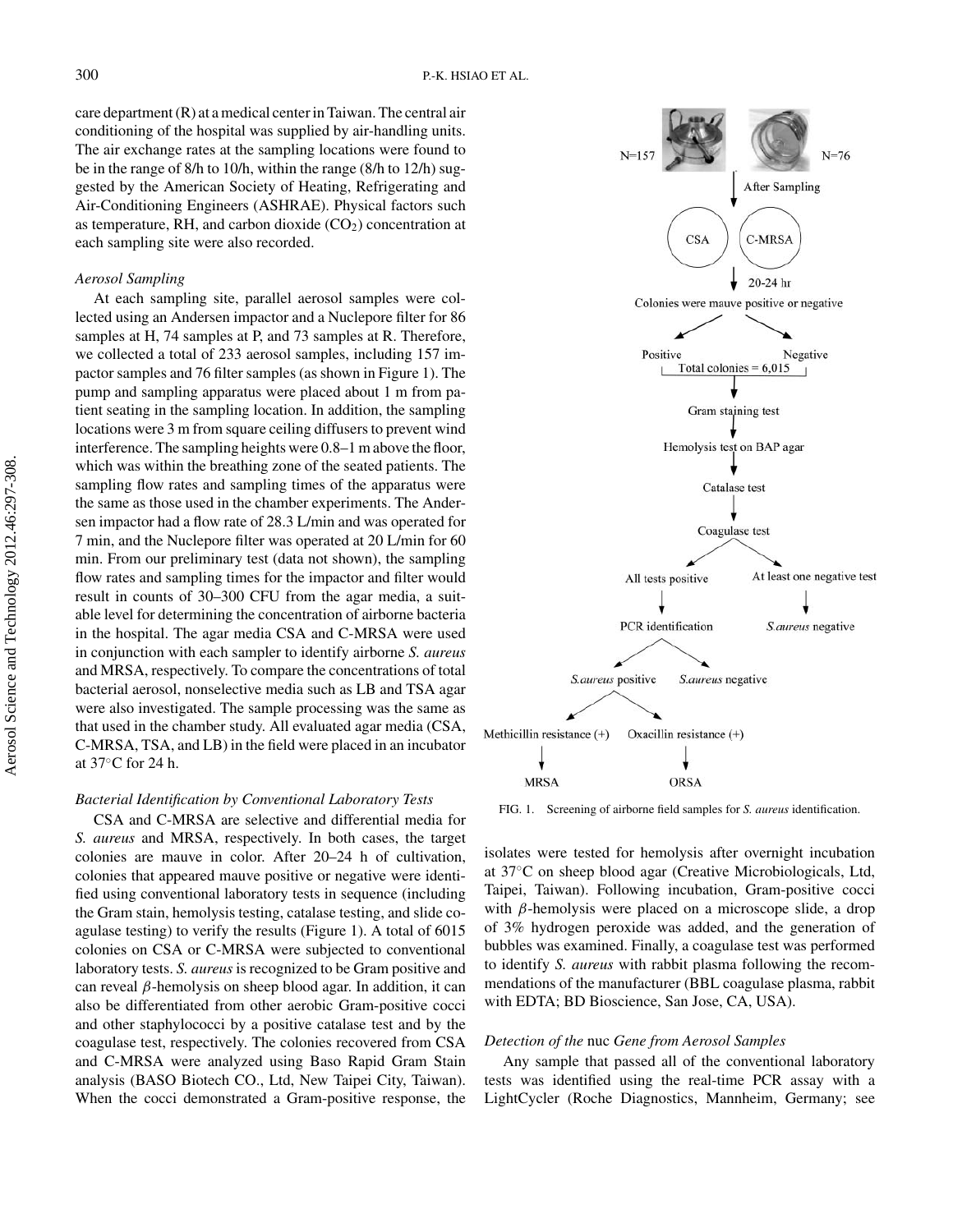care department (R) at a medical center in Taiwan. The central air conditioning of the hospital was supplied by air-handling units. The air exchange rates at the sampling locations were found to be in the range of 8/h to 10/h, within the range (8/h to 12/h) suggested by the American Society of Heating, Refrigerating and Air-Conditioning Engineers (ASHRAE). Physical factors such as temperature, RH, and carbon dioxide ($CO_2$) concentration at each sampling site were also recorded.

### *Aerosol Sampling*

At each sampling site, parallel aerosol samples were collected using an Andersen impactor and a Nuclepore filter for 86 samples at H, 74 samples at P, and 73 samples at R. Therefore, we collected a total of 233 aerosol samples, including 157 impactor samples and 76 filter samples (as shown in Figure 1). The pump and sampling apparatus were placed about 1 m from patient seating in the sampling location. In addition, the sampling locations were 3 m from square ceiling diffusers to prevent wind interference. The sampling heights were 0.8–1 m above the floor, which was within the breathing zone of the seated patients. The sampling flow rates and sampling times of the apparatus were the same as those used in the chamber experiments. The Andersen impactor had a flow rate of 28.3 L/min and was operated for 7 min, and the Nuclepore filter was operated at 20 L/min for 60 min. From our preliminary test (data not shown), the sampling flow rates and sampling times for the impactor and filter would result in counts of 30–300 CFU from the agar media, a suitable level for determining the concentration of airborne bacteria in the hospital. The agar media CSA and C-MRSA were used in conjunction with each sampler to identify airborne *S. aureus* and MRSA, respectively. To compare the concentrations of total bacterial aerosol, nonselective media such as LB and TSA agar were also investigated. The sample processing was the same as that used in the chamber study. All evaluated agar media (CSA, C-MRSA, TSA, and LB) in the field were placed in an incubator at 37°C for 24 h.

### *Bacterial Identification by Conventional Laboratory Tests*

CSA and C-MRSA are selective and differential media for *S. aureus* and MRSA, respectively. In both cases, the target colonies are mauve in color. After 20–24 h of cultivation, colonies that appeared mauve positive or negative were identified using conventional laboratory tests in sequence (including the Gram stain, hemolysis testing, catalase testing, and slide coagulase testing) to verify the results (Figure 1). A total of 6015 colonies on CSA or C-MRSA were subjected to conventional laboratory tests. *S. aureus* is recognized to be Gram positive and can reveal $\beta$-hemolysis on sheep blood agar. In addition, it can also be differentiated from other aerobic Gram-positive cocci and other staphylococci by a positive catalase test and by the coagulase test, respectively. The colonies recovered from CSA and C-MRSA were analyzed using Baso Rapid Gram Stain analysis (BASO Biotech CO., Ltd, New Taipei City, Taiwan). When the cocci demonstrated a Gram-positive response, the isolates were tested for hemolysis after overnight incubation at 37°C on sheep blood agar (Creative Microbiologicals, Ltd, Taipei, Taiwan). Following incubation, Gram-positive cocci with $\beta$-hemolysis were placed on a microscope slide, a drop of 3% hydrogen peroxide was added, and the generation of bubbles was examined. Finally, a coagulase test was performed to identify *S. aureus* with rabbit plasma following the recommendations of the manufacturer (BBL coagulase plasma, rabbit with EDTA; BD Bioscience, San Jose, CA, USA).

N=157 N=76

After Sampling

CSA C-MRSA

20-24 hr

Colonies were mauve positive or negative

Positive Negative

Total colonies = 6,015

Gram staining test

Hemolysis test on BAP agar

Catalase test

Coagulase test

All tests positive — At least one negative test

PCR identification — *S.aureus* negative

*S.aureus* positive — *S.aureus* negative

Methicillin resistance (+) — Oxacillin resistance (+)

MRSA — ORSA

FIG. 1. Screening of airborne field samples for *S. aureus* identification.

### *Detection of the* nuc *Gene from Aerosol Samples*

Any sample that passed all of the conventional laboratory tests was identified using the real-time PCR assay with a LightCycler (Roche Diagnostics, Mannheim, Germany; see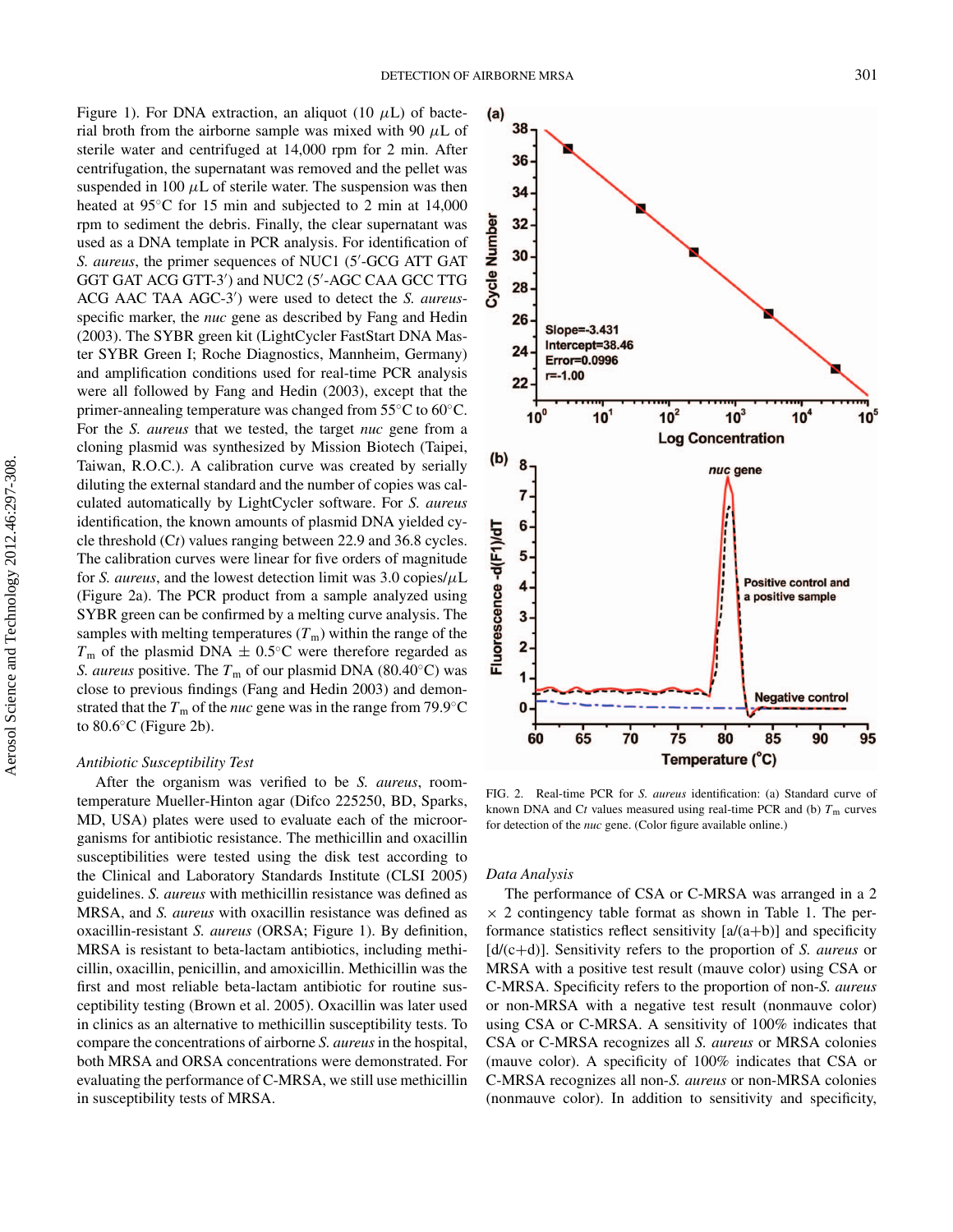Figure 1). For DNA extraction, an aliquot (10 μL) of bacterial broth from the airborne sample was mixed with 90 μL of sterile water and centrifuged at 14,000 rpm for 2 min. After centrifugation, the supernatant was removed and the pellet was suspended in 100 μL of sterile water. The suspension was then heated at 95°C for 15 min and subjected to 2 min at 14,000 rpm to sediment the debris. Finally, the clear supernatant was used as a DNA template in PCR analysis. For identification of *S. aureus*, the primer sequences of NUC1 (5′-GCG ATT GAT GGT GAT ACG GTT-3′) and NUC2 (5′-AGC CAA GCC TTG ACG AAC TAA AGC-3′) were used to detect the *S. aureus*-specific marker, the *nuc* gene as described by Fang and Hedin (2003). The SYBR green kit (LightCycler FastStart DNA Master SYBR Green I; Roche Diagnostics, Mannheim, Germany) and amplification conditions used for real-time PCR analysis were all followed by Fang and Hedin (2003), except that the primer-annealing temperature was changed from 55°C to 60°C. For the *S. aureus* that we tested, the target *nuc* gene from a cloning plasmid was synthesized by Mission Biotech (Taipei, Taiwan, R.O.C.). A calibration curve was created by serially diluting the external standard and the number of copies was calculated automatically by LightCycler software. For *S. aureus* identification, the known amounts of plasmid DNA yielded cycle threshold (C*t*) values ranging between 22.9 and 36.8 cycles. The calibration curves were linear for five orders of magnitude for *S. aureus*, and the lowest detection limit was 3.0 copies/μL (Figure 2a). The PCR product from a sample analyzed using SYBR green can be confirmed by a melting curve analysis. The samples with melting temperatures ($T_m$) within the range of the $T_m$ of the plasmid DNA ± 0.5°C were therefore regarded as *S. aureus* positive. The $T_m$ of our plasmid DNA (80.40°C) was close to previous findings (Fang and Hedin 2003) and demonstrated that the $T_m$ of the *nuc* gene was in the range from 79.9°C to 80.6°C (Figure 2b).

### *Antibiotic Susceptibility Test*

After the organism was verified to be *S. aureus*, room-temperature Mueller-Hinton agar (Difco 225250, BD, Sparks, MD, USA) plates were used to evaluate each of the microorganisms for antibiotic resistance. The methicillin and oxacillin susceptibilities were tested using the disk test according to the Clinical and Laboratory Standards Institute (CLSI 2005) guidelines. *S. aureus* with methicillin resistance was defined as MRSA, and *S. aureus* with oxacillin resistance was defined as oxacillin-resistant *S. aureus* (ORSA; Figure 1). By definition, MRSA is resistant to beta-lactam antibiotics, including methicillin, oxacillin, penicillin, and amoxicillin. Methicillin was the first and most reliable beta-lactam antibiotic for routine susceptibility testing (Brown et al. 2005). Oxacillin was later used in clinics as an alternative to methicillin susceptibility tests. To compare the concentrations of airborne *S. aureus* in the hospital, both MRSA and ORSA concentrations were demonstrated. For evaluating the performance of C-MRSA, we still use methicillin in susceptibility tests of MRSA.

FIG. 2. Real-time PCR for *S. aureus* identification: (a) Standard curve of known DNA and C*t* values measured using real-time PCR and (b) $T_m$ curves for detection of the *nuc* gene. (Color figure available online.)

### *Data Analysis*

The performance of CSA or C-MRSA was arranged in a 2 × 2 contingency table format as shown in Table 1. The performance statistics reflect sensitivity [a/(a+b)] and specificity [d/(c+d)]. Sensitivity refers to the proportion of *S. aureus* or MRSA with a positive test result (mauve color) using CSA or C-MRSA. Specificity refers to the proportion of non-*S. aureus* or non-MRSA with a negative test result (nonmauve color) using CSA or C-MRSA. A sensitivity of 100% indicates that CSA or C-MRSA recognizes all *S. aureus* or MRSA colonies (mauve color). A specificity of 100% indicates that CSA or C-MRSA recognizes all non-*S. aureus* or non-MRSA colonies (nonmauve color). In addition to sensitivity and specificity,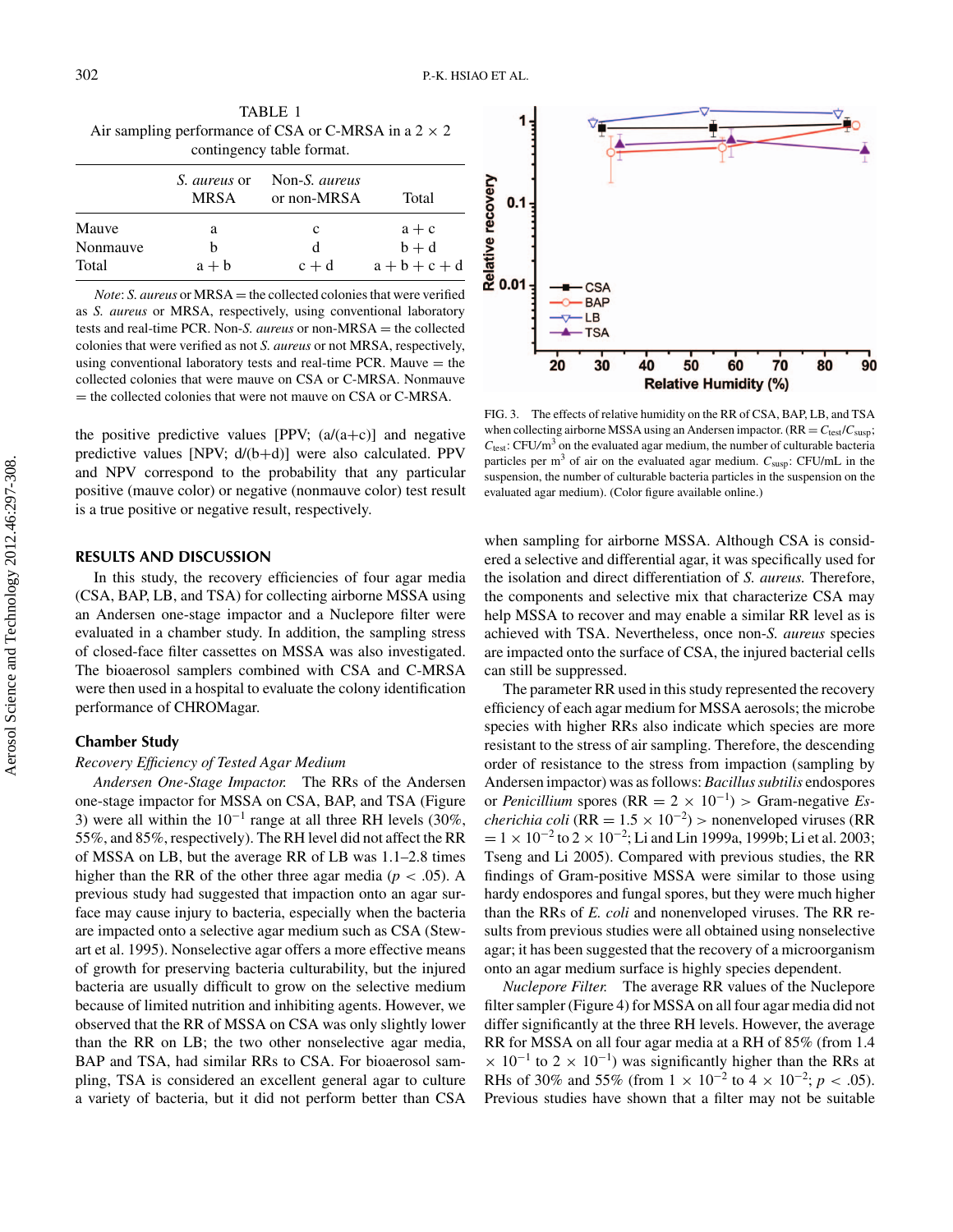TABLE 1
Air sampling performance of CSA or C-MRSA in a 2 × 2 contingency table format.

| | *S. aureus* or MRSA | Non-*S. aureus* or non-MRSA | Total |
|---|---|---|---|
| Mauve | a | c | a + c |
| Nonmauve | b | d | b + d |
| Total | a + b | c + d | a + b + c + d |

*Note*: *S. aureus* or MRSA = the collected colonies that were verified as *S. aureus* or MRSA, respectively, using conventional laboratory tests and real-time PCR. Non-*S. aureus* or non-MRSA = the collected colonies that were verified as not *S. aureus* or not MRSA, respectively, using conventional laboratory tests and real-time PCR. Mauve = the collected colonies that were mauve on CSA or C-MRSA. Nonmauve = the collected colonies that were not mauve on CSA or C-MRSA.

the positive predictive values [PPV; (a/(a+c)] and negative predictive values [NPV; d/(b+d)] were also calculated. PPV and NPV correspond to the probability that any particular positive (mauve color) or negative (nonmauve color) test result is a true positive or negative result, respectively.

## RESULTS AND DISCUSSION

In this study, the recovery efficiencies of four agar media (CSA, BAP, LB, and TSA) for collecting airborne MSSA using an Andersen one-stage impactor and a Nuclepore filter were evaluated in a chamber study. In addition, the sampling stress of closed-face filter cassettes on MSSA was also investigated. The bioaerosol samplers combined with CSA and C-MRSA were then used in a hospital to evaluate the colony identification performance of CHROMagar.

### Chamber Study

*Recovery Efficiency of Tested Agar Medium*

*Andersen One-Stage Impactor.* The RRs of the Andersen one-stage impactor for MSSA on CSA, BAP, and TSA (Figure 3) were all within the $10^{-1}$ range at all three RH levels (30%, 55%, and 85%, respectively). The RH level did not affect the RR of MSSA on LB, but the average RR of LB was 1.1–2.8 times higher than the RR of the other three agar media ($p < .05$). A previous study had suggested that impaction onto an agar surface may cause injury to bacteria, especially when the bacteria are impacted onto a selective agar medium such as CSA (Stewart et al. 1995). Nonselective agar offers a more effective means of growth for preserving bacteria culturability, but the injured bacteria are usually difficult to grow on the selective medium because of limited nutrition and inhibiting agents. However, we observed that the RR of MSSA on CSA was only slightly lower than the RR on LB; the two other nonselective agar media, BAP and TSA, had similar RRs to CSA. For bioaerosol sampling, TSA is considered an excellent general agar to culture a variety of bacteria, but it did not perform better than CSA when sampling for airborne MSSA. Although CSA is considered a selective and differential agar, it was specifically used for the isolation and direct differentiation of *S. aureus.* Therefore, the components and selective mix that characterize CSA may help MSSA to recover and may enable a similar RR level as is achieved with TSA. Nevertheless, once non-*S. aureus* species are impacted onto the surface of CSA, the injured bacterial cells can still be suppressed.

FIG. 3. The effects of relative humidity on the RR of CSA, BAP, LB, and TSA when collecting airborne MSSA using an Andersen impactor. (RR = $C_{test}/C_{susp}$; $C_{test}$: CFU/m$^3$ on the evaluated agar medium, the number of culturable bacteria particles per m$^3$ of air on the evaluated agar medium. $C_{susp}$: CFU/mL in the suspension, the number of culturable bacteria particles in the suspension on the evaluated agar medium). (Color figure available online.)

The parameter RR used in this study represented the recovery efficiency of each agar medium for MSSA aerosols; the microbe species with higher RRs also indicate which species are more resistant to the stress of air sampling. Therefore, the descending order of resistance to the stress from impaction (sampling by Andersen impactor) was as follows: *Bacillus subtilis* endospores or *Penicillium* spores (RR = $2 \times 10^{-1}$) > Gram-negative *Escherichia coli* (RR = $1.5 \times 10^{-2}$) > nonenveloped viruses (RR = $1 \times 10^{-2}$ to $2 \times 10^{-2}$; Li and Lin 1999a, 1999b; Li et al. 2003; Tseng and Li 2005). Compared with previous studies, the RR findings of Gram-positive MSSA were similar to those using hardy endospores and fungal spores, but they were much higher than the RRs of *E. coli* and nonenveloped viruses. The RR results from previous studies were all obtained using nonselective agar; it has been suggested that the recovery of a microorganism onto an agar medium surface is highly species dependent.

*Nuclepore Filter.* The average RR values of the Nuclepore filter sampler (Figure 4) for MSSA on all four agar media did not differ significantly at the three RH levels. However, the average RR for MSSA on all four agar media at a RH of 85% (from $1.4 \times 10^{-1}$ to $2 \times 10^{-1}$) was significantly higher than the RRs at RHs of 30% and 55% (from $1 \times 10^{-2}$ to $4 \times 10^{-2}$; $p < .05$). Previous studies have shown that a filter may not be suitable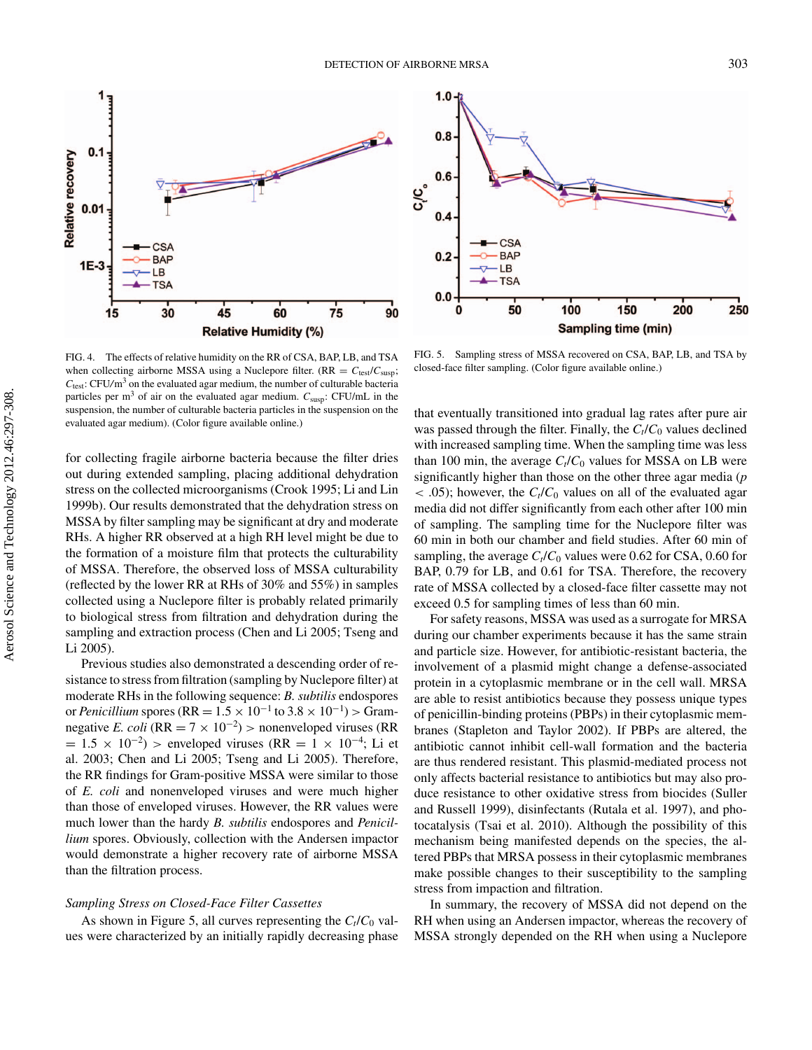FIG. 4. The effects of relative humidity on the RR of CSA, BAP, LB, and TSA when collecting airborne MSSA using a Nuclepore filter. (RR = $C_{test}/C_{susp}$; $C_{test}$: CFU/m$^3$ on the evaluated agar medium, the number of culturable bacteria particles per m$^3$ of air on the evaluated agar medium. $C_{susp}$: CFU/mL in the suspension, the number of culturable bacteria particles in the suspension on the evaluated agar medium). (Color figure available online.)

FIG. 5. Sampling stress of MSSA recovered on CSA, BAP, LB, and TSA by closed-face filter sampling. (Color figure available online.)

for collecting fragile airborne bacteria because the filter dries out during extended sampling, placing additional dehydration stress on the collected microorganisms (Crook 1995; Li and Lin 1999b). Our results demonstrated that the dehydration stress on MSSA by filter sampling may be significant at dry and moderate RHs. A higher RR observed at a high RH level might be due to the formation of a moisture film that protects the culturability of MSSA. Therefore, the observed loss of MSSA culturability (reflected by the lower RR at RHs of 30% and 55%) in samples collected using a Nuclepore filter is probably related primarily to biological stress from filtration and dehydration during the sampling and extraction process (Chen and Li 2005; Tseng and Li 2005).

Previous studies also demonstrated a descending order of resistance to stress from filtration (sampling by Nuclepore filter) at moderate RHs in the following sequence: *B. subtilis* endospores or *Penicillium* spores (RR = $1.5 \times 10^{-1}$ to $3.8 \times 10^{-1}$) > Gram-negative *E. coli* (RR = $7 \times 10^{-2}$) > nonenveloped viruses (RR = $1.5 \times 10^{-2}$) > enveloped viruses (RR = $1 \times 10^{-4}$; Li et al. 2003; Chen and Li 2005; Tseng and Li 2005). Therefore, the RR findings for Gram-positive MSSA were similar to those of *E. coli* and nonenveloped viruses and were much higher than those of enveloped viruses. However, the RR values were much lower than the hardy *B. subtilis* endospores and *Penicillium* spores. Obviously, collection with the Andersen impactor would demonstrate a higher recovery rate of airborne MSSA than the filtration process.

### *Sampling Stress on Closed-Face Filter Cassettes*

As shown in Figure 5, all curves representing the $C_t/C_0$ values were characterized by an initially rapidly decreasing phase that eventually transitioned into gradual lag rates after pure air was passed through the filter. Finally, the $C_t/C_0$ values declined with increased sampling time. When the sampling time was less than 100 min, the average $C_t/C_0$ values for MSSA on LB were significantly higher than those on the other three agar media ($p < .05$); however, the $C_t/C_0$ values on all of the evaluated agar media did not differ significantly from each other after 100 min of sampling. The sampling time for the Nuclepore filter was 60 min in both our chamber and field studies. After 60 min of sampling, the average $C_t/C_0$ values were 0.62 for CSA, 0.60 for BAP, 0.79 for LB, and 0.61 for TSA. Therefore, the recovery rate of MSSA collected by a closed-face filter cassette may not exceed 0.5 for sampling times of less than 60 min.

For safety reasons, MSSA was used as a surrogate for MRSA during our chamber experiments because it has the same strain and particle size. However, for antibiotic-resistant bacteria, the involvement of a plasmid might change a defense-associated protein in a cytoplasmic membrane or in the cell wall. MRSA are able to resist antibiotics because they possess unique types of penicillin-binding proteins (PBPs) in their cytoplasmic membranes (Stapleton and Taylor 2002). If PBPs are altered, the antibiotic cannot inhibit cell-wall formation and the bacteria are thus rendered resistant. This plasmid-mediated process not only affects bacterial resistance to antibiotics but may also produce resistance to other oxidative stress from biocides (Suller and Russell 1999), disinfectants (Rutala et al. 1997), and photocatalysis (Tsai et al. 2010). Although the possibility of this mechanism being manifested depends on the species, the altered PBPs that MRSA possess in their cytoplasmic membranes make possible changes to their susceptibility to the sampling stress from impaction and filtration.

In summary, the recovery of MSSA did not depend on the RH when using an Andersen impactor, whereas the recovery of MSSA strongly depended on the RH when using a Nuclepore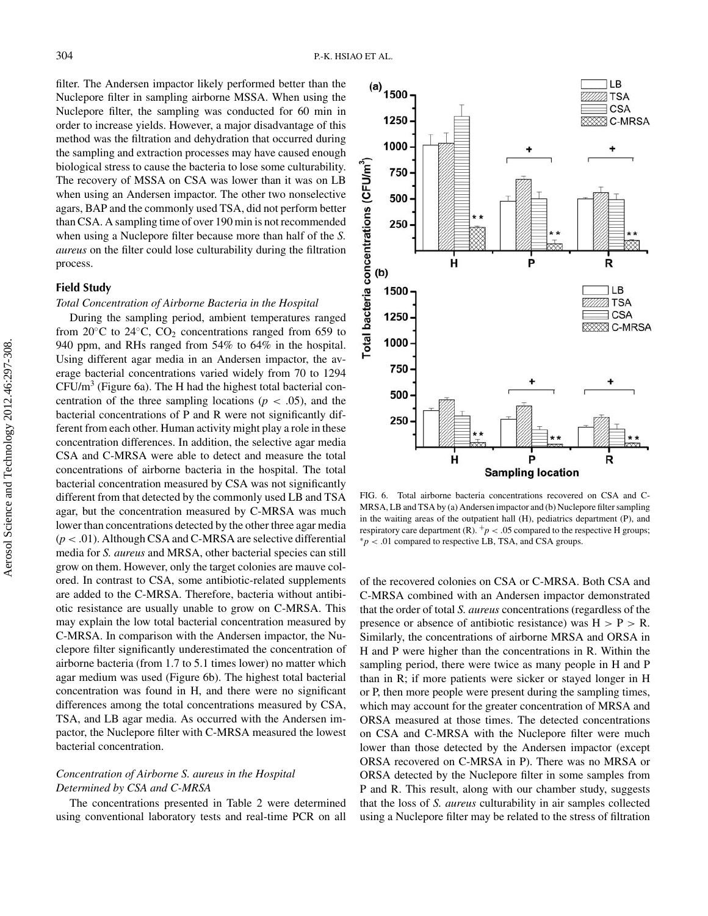filter. The Andersen impactor likely performed better than the Nuclepore filter in sampling airborne MSSA. When using the Nuclepore filter, the sampling was conducted for 60 min in order to increase yields. However, a major disadvantage of this method was the filtration and dehydration that occurred during the sampling and extraction processes may have caused enough biological stress to cause the bacteria to lose some culturability. The recovery of MSSA on CSA was lower than it was on LB when using an Andersen impactor. The other two nonselective agars, BAP and the commonly used TSA, did not perform better than CSA. A sampling time of over 190 min is not recommended when using a Nuclepore filter because more than half of the *S. aureus* on the filter could lose culturability during the filtration process.

## Field Study

### *Total Concentration of Airborne Bacteria in the Hospital*

During the sampling period, ambient temperatures ranged from 20°C to 24°C, $CO_2$ concentrations ranged from 659 to 940 ppm, and RHs ranged from 54% to 64% in the hospital. Using different agar media in an Andersen impactor, the average bacterial concentrations varied widely from 70 to 1294 CFU/m$^3$ (Figure 6a). The H had the highest total bacterial concentration of the three sampling locations ($p < .05$), and the bacterial concentrations of P and R were not significantly different from each other. Human activity might play a role in these concentration differences. In addition, the selective agar media CSA and C-MRSA were able to detect and measure the total concentrations of airborne bacteria in the hospital. The total bacterial concentration measured by CSA was not significantly different from that detected by the commonly used LB and TSA agar, but the concentration measured by C-MRSA was much lower than concentrations detected by the other three agar media ($p < .01$). Although CSA and C-MRSA are selective differential media for *S. aureus* and MRSA, other bacterial species can still grow on them. However, only the target colonies are mauve colored. In contrast to CSA, some antibiotic-related supplements are added to the C-MRSA. Therefore, bacteria without antibiotic resistance are usually unable to grow on C-MRSA. This may explain the low total bacterial concentration measured by C-MRSA. In comparison with the Andersen impactor, the Nuclepore filter significantly underestimated the concentration of airborne bacteria (from 1.7 to 5.1 times lower) no matter which agar medium was used (Figure 6b). The highest total bacterial concentration was found in H, and there were no significant differences among the total concentrations measured by CSA, TSA, and LB agar media. As occurred with the Andersen impactor, the Nuclepore filter with C-MRSA measured the lowest bacterial concentration.

FIG. 6. Total airborne bacteria concentrations recovered on CSA and C-MRSA, LB and TSA by (a) Andersen impactor and (b) Nuclepore filter sampling in the waiting areas of the outpatient hall (H), pediatrics department (P), and respiratory care department (R). $^+p < .05$ compared to the respective H groups; $^*p < .01$ compared to respective LB, TSA, and CSA groups.

### *Concentration of Airborne S. aureus in the Hospital Determined by CSA and C-MRSA*

The concentrations presented in Table 2 were determined using conventional laboratory tests and real-time PCR on all of the recovered colonies on CSA or C-MRSA. Both CSA and C-MRSA combined with an Andersen impactor demonstrated that the order of total *S. aureus* concentrations (regardless of the presence or absence of antibiotic resistance) was H > P > R. Similarly, the concentrations of airborne MRSA and ORSA in H and P were higher than the concentrations in R. Within the sampling period, there were twice as many people in H and P than in R; if more patients were sicker or stayed longer in H or P, then more people were present during the sampling times, which may account for the greater concentration of MRSA and ORSA measured at those times. The detected concentrations on CSA and C-MRSA with the Nuclepore filter were much lower than those detected by the Andersen impactor (except ORSA recovered on C-MRSA in P). There was no MRSA or ORSA detected by the Nuclepore filter in some samples from P and R. This result, along with our chamber study, suggests that the loss of *S. aureus* culturability in air samples collected using a Nuclepore filter may be related to the stress of filtration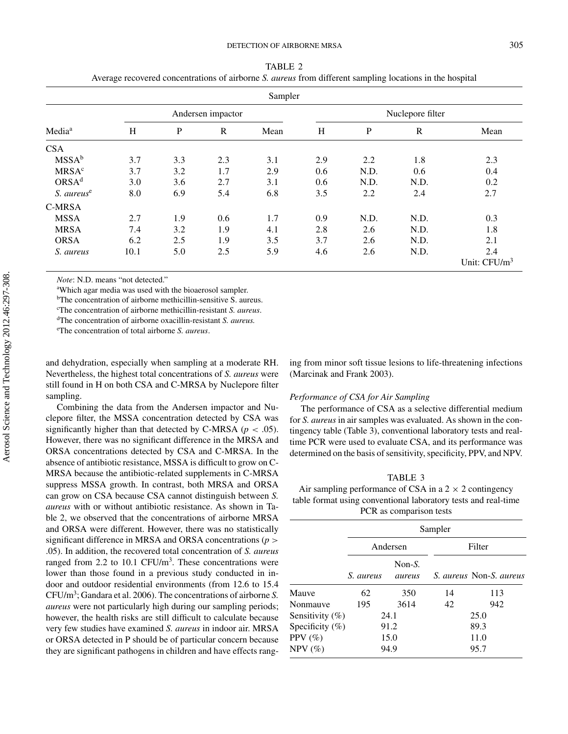TABLE 2
Average recovered concentrations of airborne *S. aureus* from different sampling locations in the hospital

| | Sampler | | | | | | | |
|---|---|---|---|---|---|---|---|---|
| | Andersen impactor | | | | Nuclepore filter | | | |
| Media[a] | H | P | R | Mean | H | P | R | Mean |
| CSA | | | | | | | | |
| MSSA[b] | 3.7 | 3.3 | 2.3 | 3.1 | 2.9 | 2.2 | 1.8 | 2.3 |
| MRSA[c] | 3.7 | 3.2 | 1.7 | 2.9 | 0.6 | N.D. | 0.6 | 0.4 |
| ORSA[d] | 3.0 | 3.6 | 2.7 | 3.1 | 0.6 | N.D. | N.D. | 0.2 |
| *S. aureus*[e] | 8.0 | 6.9 | 5.4 | 6.8 | 3.5 | 2.2 | 2.4 | 2.7 |
| C-MRSA | | | | | | | | |
| MSSA | 2.7 | 1.9 | 0.6 | 1.7 | 0.9 | N.D. | N.D. | 0.3 |
| MRSA | 7.4 | 3.2 | 1.9 | 4.1 | 2.8 | 2.6 | N.D. | 1.8 |
| ORSA | 6.2 | 2.5 | 1.9 | 3.5 | 3.7 | 2.6 | N.D. | 2.1 |
| *S. aureus* | 10.1 | 5.0 | 2.5 | 5.9 | 4.6 | 2.6 | N.D. | 2.4 |

Unit: CFU/m$^3$

*Note*: N.D. means "not detected."

[a]Which agar media was used with the bioaerosol sampler.

[b]The concentration of airborne methicillin-sensitive S. aureus.

[c]The concentration of airborne methicillin-resistant *S. aureus*.

[d]The concentration of airborne oxacillin-resistant *S. aureus.*

[e]The concentration of total airborne *S. aureus*.

and dehydration, especially when sampling at a moderate RH. Nevertheless, the highest total concentrations of *S. aureus* were still found in H on both CSA and C-MRSA by Nuclepore filter sampling.

Combining the data from the Andersen impactor and Nuclepore filter, the MSSA concentration detected by CSA was significantly higher than that detected by C-MRSA ($p < .05$). However, there was no significant difference in the MRSA and ORSA concentrations detected by CSA and C-MRSA. In the absence of antibiotic resistance, MSSA is difficult to grow on C-MRSA because the antibiotic-related supplements in C-MRSA suppress MSSA growth. In contrast, both MRSA and ORSA can grow on CSA because CSA cannot distinguish between *S. aureus* with or without antibiotic resistance. As shown in Table 2, we observed that the concentrations of airborne MRSA and ORSA were different. However, there was no statistically significant difference in MRSA and ORSA concentrations ($p > .05$). In addition, the recovered total concentration of *S. aureus* ranged from 2.2 to 10.1 CFU/m$^3$. These concentrations were lower than those found in a previous study conducted in indoor and outdoor residential environments (from 12.6 to 15.4 CFU/m$^3$; Gandara et al. 2006). The concentrations of airborne *S. aureus* were not particularly high during our sampling periods; however, the health risks are still difficult to calculate because very few studies have examined *S. aureus* in indoor air. MRSA or ORSA detected in P should be of particular concern because they are significant pathogens in children and have effects ranging from minor soft tissue lesions to life-threatening infections (Marcinak and Frank 2003).

### *Performance of CSA for Air Sampling*

The performance of CSA as a selective differential medium for *S. aureus* in air samples was evaluated. As shown in the contingency table (Table 3), conventional laboratory tests and real-time PCR were used to evaluate CSA, and its performance was determined on the basis of sensitivity, specificity, PPV, and NPV.

TABLE 3
Air sampling performance of CSA in a 2 × 2 contingency table format using conventional laboratory tests and real-time PCR as comparison tests

| | Sampler | | | |
|---|---|---|---|---|
| | Andersen | | Filter | |
| | *S. aureus* | Non-*S. aureus* | *S. aureus* | Non-*S. aureus* |
| Mauve | 62 | 350 | 14 | 113 |
| Nonmauve | 195 | 3614 | 42 | 942 |
| Sensitivity (%) | 24.1 | | 25.0 | |
| Specificity (%) | 91.2 | | 89.3 | |
| PPV (%) | 15.0 | | 11.0 | |
| NPV (%) | 94.9 | | 95.7 | |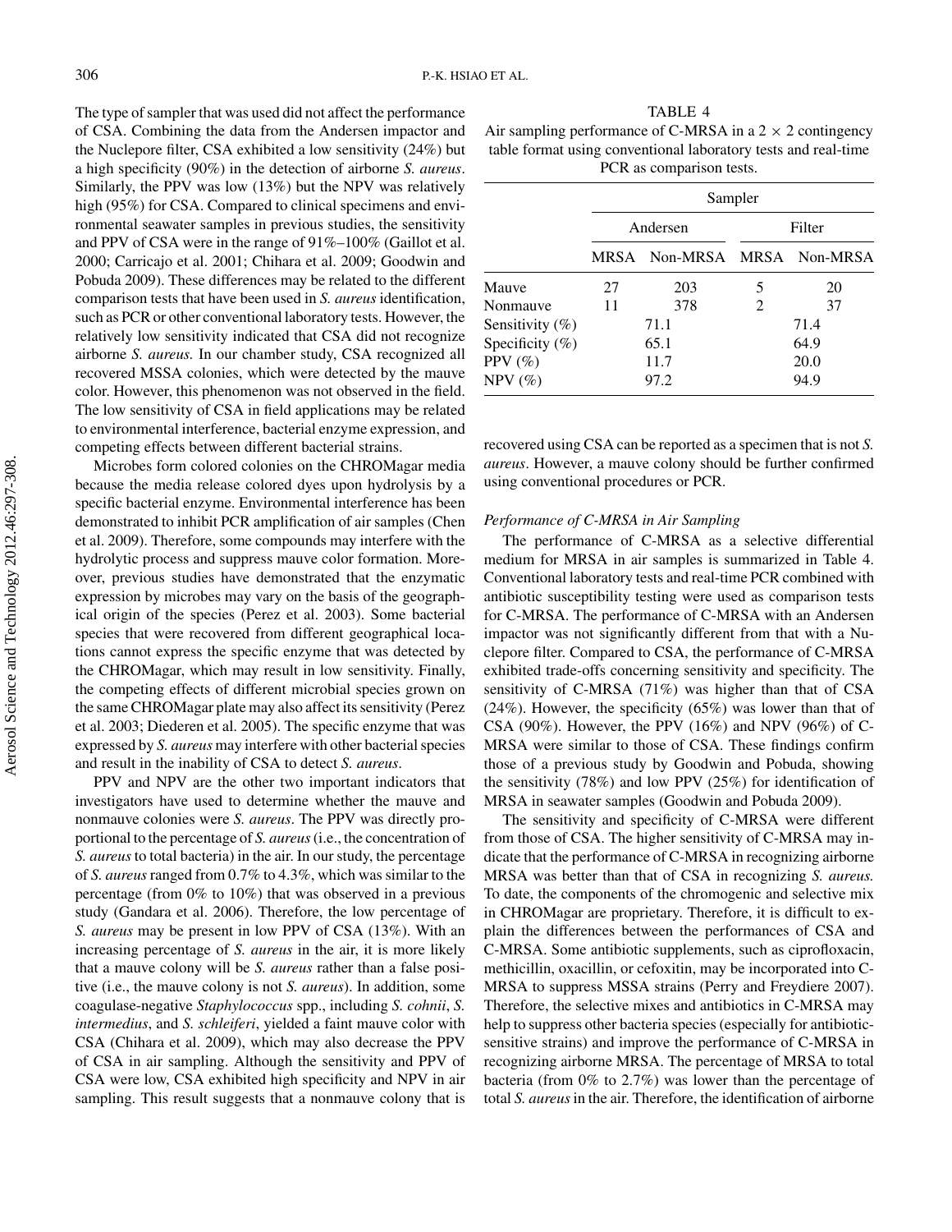The type of sampler that was used did not affect the performance of CSA. Combining the data from the Andersen impactor and the Nuclepore filter, CSA exhibited a low sensitivity (24%) but a high specificity (90%) in the detection of airborne *S. aureus*. Similarly, the PPV was low (13%) but the NPV was relatively high (95%) for CSA. Compared to clinical specimens and environmental seawater samples in previous studies, the sensitivity and PPV of CSA were in the range of 91%–100% (Gaillot et al. 2000; Carricajo et al. 2001; Chihara et al. 2009; Goodwin and Pobuda 2009). These differences may be related to the different comparison tests that have been used in *S. aureus* identification, such as PCR or other conventional laboratory tests. However, the relatively low sensitivity indicated that CSA did not recognize airborne *S. aureus*. In our chamber study, CSA recognized all recovered MSSA colonies, which were detected by the mauve color. However, this phenomenon was not observed in the field. The low sensitivity of CSA in field applications may be related to environmental interference, bacterial enzyme expression, and competing effects between different bacterial strains.

Microbes form colored colonies on the CHROMagar media because the media release colored dyes upon hydrolysis by a specific bacterial enzyme. Environmental interference has been demonstrated to inhibit PCR amplification of air samples (Chen et al. 2009). Therefore, some compounds may interfere with the hydrolytic process and suppress mauve color formation. Moreover, previous studies have demonstrated that the enzymatic expression by microbes may vary on the basis of the geographical origin of the species (Perez et al. 2003). Some bacterial species that were recovered from different geographical locations cannot express the specific enzyme that was detected by the CHROMagar, which may result in low sensitivity. Finally, the competing effects of different microbial species grown on the same CHROMagar plate may also affect its sensitivity (Perez et al. 2003; Diederen et al. 2005). The specific enzyme that was expressed by *S. aureus* may interfere with other bacterial species and result in the inability of CSA to detect *S. aureus*.

PPV and NPV are the other two important indicators that investigators have used to determine whether the mauve and nonmauve colonies were *S. aureus*. The PPV was directly proportional to the percentage of *S. aureus* (i.e., the concentration of *S. aureus* to total bacteria) in the air. In our study, the percentage of *S. aureus* ranged from 0.7% to 4.3%, which was similar to the percentage (from 0% to 10%) that was observed in a previous study (Gandara et al. 2006). Therefore, the low percentage of *S. aureus* may be present in low PPV of CSA (13%). With an increasing percentage of *S. aureus* in the air, it is more likely that a mauve colony will be *S. aureus* rather than a false positive (i.e., the mauve colony is not *S. aureus*). In addition, some coagulase-negative *Staphylococcus* spp., including *S. cohnii*, *S. intermedius*, and *S. schleiferi*, yielded a faint mauve color with CSA (Chihara et al. 2009), which may also decrease the PPV of CSA in air sampling. Although the sensitivity and PPV of CSA were low, CSA exhibited high specificity and NPV in air sampling. This result suggests that a nonmauve colony that is recovered using CSA can be reported as a specimen that is not *S. aureus*. However, a mauve colony should be further confirmed using conventional procedures or PCR.

TABLE 4
Air sampling performance of C-MRSA in a $2 \times 2$ contingency table format using conventional laboratory tests and real-time PCR as comparison tests.

| | Sampler | | | |
|---|---|---|---|---|
| | Andersen | | Filter | |
| | MRSA | Non-MRSA | MRSA | Non-MRSA |
| Mauve | 27 | 203 | 5 | 20 |
| Nonmauve | 11 | 378 | 2 | 37 |
| Sensitivity (%) | 71.1 | | 71.4 | |
| Specificity (%) | 65.1 | | 64.9 | |
| PPV (%) | 11.7 | | 20.0 | |
| NPV (%) | 97.2 | | 94.9 | |

### *Performance of C-MRSA in Air Sampling*

The performance of C-MRSA as a selective differential medium for MRSA in air samples is summarized in Table 4. Conventional laboratory tests and real-time PCR combined with antibiotic susceptibility testing were used as comparison tests for C-MRSA. The performance of C-MRSA with an Andersen impactor was not significantly different from that with a Nuclepore filter. Compared to CSA, the performance of C-MRSA exhibited trade-offs concerning sensitivity and specificity. The sensitivity of C-MRSA (71%) was higher than that of CSA (24%). However, the specificity (65%) was lower than that of CSA (90%). However, the PPV (16%) and NPV (96%) of C-MRSA were similar to those of CSA. These findings confirm those of a previous study by Goodwin and Pobuda, showing the sensitivity (78%) and low PPV (25%) for identification of MRSA in seawater samples (Goodwin and Pobuda 2009).

The sensitivity and specificity of C-MRSA were different from those of CSA. The higher sensitivity of C-MRSA may indicate that the performance of C-MRSA in recognizing airborne MRSA was better than that of CSA in recognizing *S. aureus.* To date, the components of the chromogenic and selective mix in CHROMagar are proprietary. Therefore, it is difficult to explain the differences between the performances of CSA and C-MRSA. Some antibiotic supplements, such as ciprofloxacin, methicillin, oxacillin, or cefoxitin, may be incorporated into C-MRSA to suppress MSSA strains (Perry and Freydiere 2007). Therefore, the selective mixes and antibiotics in C-MRSA may help to suppress other bacteria species (especially for antibiotic-sensitive strains) and improve the performance of C-MRSA in recognizing airborne MRSA. The percentage of MRSA to total bacteria (from 0% to 2.7%) was lower than the percentage of total *S. aureus* in the air. Therefore, the identification of airborne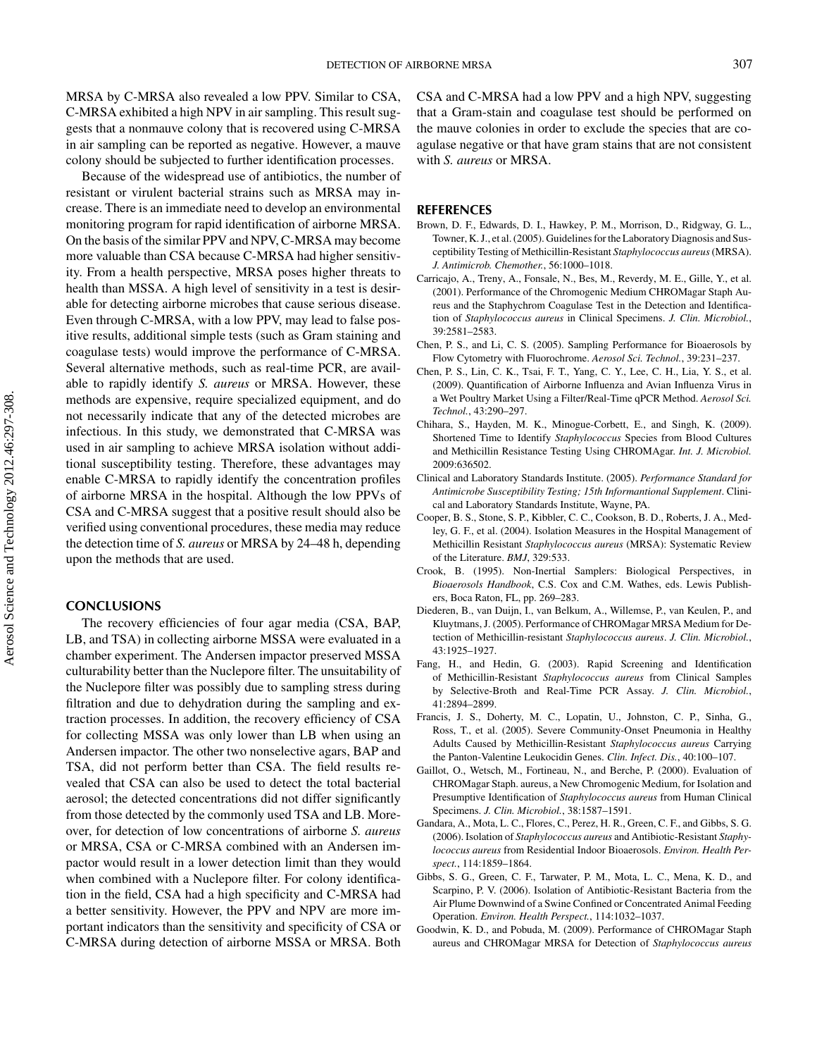MRSA by C-MRSA also revealed a low PPV. Similar to CSA, C-MRSA exhibited a high NPV in air sampling. This result suggests that a nonmauve colony that is recovered using C-MRSA in air sampling can be reported as negative. However, a mauve colony should be subjected to further identification processes.

Because of the widespread use of antibiotics, the number of resistant or virulent bacterial strains such as MRSA may increase. There is an immediate need to develop an environmental monitoring program for rapid identification of airborne MRSA. On the basis of the similar PPV and NPV, C-MRSA may become more valuable than CSA because C-MRSA had higher sensitivity. From a health perspective, MRSA poses higher threats to health than MSSA. A high level of sensitivity in a test is desirable for detecting airborne microbes that cause serious disease. Even through C-MRSA, with a low PPV, may lead to false positive results, additional simple tests (such as Gram staining and coagulase tests) would improve the performance of C-MRSA. Several alternative methods, such as real-time PCR, are available to rapidly identify *S. aureus* or MRSA. However, these methods are expensive, require specialized equipment, and do not necessarily indicate that any of the detected microbes are infectious. In this study, we demonstrated that C-MRSA was used in air sampling to achieve MRSA isolation without additional susceptibility testing. Therefore, these advantages may enable C-MRSA to rapidly identify the concentration profiles of airborne MRSA in the hospital. Although the low PPVs of CSA and C-MRSA suggest that a positive result should also be verified using conventional procedures, these media may reduce the detection time of *S. aureus* or MRSA by 24–48 h, depending upon the methods that are used.

## CONCLUSIONS

The recovery efficiencies of four agar media (CSA, BAP, LB, and TSA) in collecting airborne MSSA were evaluated in a chamber experiment. The Andersen impactor preserved MSSA culturability better than the Nuclepore filter. The unsuitability of the Nuclepore filter was possibly due to sampling stress during filtration and due to dehydration during the sampling and extraction processes. In addition, the recovery efficiency of CSA for collecting MSSA was only lower than LB when using an Andersen impactor. The other two nonselective agars, BAP and TSA, did not perform better than CSA. The field results revealed that CSA can also be used to detect the total bacterial aerosol; the detected concentrations did not differ significantly from those detected by the commonly used TSA and LB. Moreover, for detection of low concentrations of airborne *S. aureus* or MRSA, CSA or C-MRSA combined with an Andersen impactor would result in a lower detection limit than they would when combined with a Nuclepore filter. For colony identification in the field, CSA had a high specificity and C-MRSA had a better sensitivity. However, the PPV and NPV are more important indicators than the sensitivity and specificity of CSA or C-MRSA during detection of airborne MSSA or MRSA. Both CSA and C-MRSA had a low PPV and a high NPV, suggesting that a Gram-stain and coagulase test should be performed on the mauve colonies in order to exclude the species that are coagulase negative or that have gram stains that are not consistent with *S. aureus* or MRSA.

## REFERENCES

Brown, D. F., Edwards, D. I., Hawkey, P. M., Morrison, D., Ridgway, G. L., Towner, K. J., et al. (2005). Guidelines for the Laboratory Diagnosis and Susceptibility Testing of Methicillin-Resistant *Staphylococcus aureus* (MRSA). *J. Antimicrob. Chemother.*, 56:1000–1018.

Carricajo, A., Treny, A., Fonsale, N., Bes, M., Reverdy, M. E., Gille, Y., et al. (2001). Performance of the Chromogenic Medium CHROMagar Staph Aureus and the Staphychrom Coagulase Test in the Detection and Identification of *Staphylococcus aureus* in Clinical Specimens. *J. Clin. Microbiol.*, 39:2581–2583.

Chen, P. S., and Li, C. S. (2005). Sampling Performance for Bioaerosols by Flow Cytometry with Fluorochrome. *Aerosol Sci. Technol.*, 39:231–237.

Chen, P. S., Lin, C. K., Tsai, F. T., Yang, C. Y., Lee, C. H., Lia, Y. S., et al. (2009). Quantification of Airborne Influenza and Avian Influenza Virus in a Wet Poultry Market Using a Filter/Real-Time qPCR Method. *Aerosol Sci. Technol.*, 43:290–297.

Chihara, S., Hayden, M. K., Minogue-Corbett, E., and Singh, K. (2009). Shortened Time to Identify *Staphylococcus* Species from Blood Cultures and Methicillin Resistance Testing Using CHROMAgar. *Int. J. Microbiol.* 2009:636502.

Clinical and Laboratory Standards Institute. (2005). *Performance Standard for Antimicrobe Susceptibility Testing; 15th Informantional Supplement*. Clinical and Laboratory Standards Institute, Wayne, PA.

Cooper, B. S., Stone, S. P., Kibbler, C. C., Cookson, B. D., Roberts, J. A., Medley, G. F., et al. (2004). Isolation Measures in the Hospital Management of Methicillin Resistant *Staphylococcus aureus* (MRSA): Systematic Review of the Literature. *BMJ*, 329:533.

Crook, B. (1995). Non-Inertial Samplers: Biological Perspectives, in *Bioaerosols Handbook*, C.S. Cox and C.M. Wathes, eds. Lewis Publishers, Boca Raton, FL, pp. 269–283.

Diederen, B., van Duijn, I., van Belkum, A., Willemse, P., van Keulen, P., and Kluytmans, J. (2005). Performance of CHROMagar MRSA Medium for Detection of Methicillin-resistant *Staphylococcus aureus*. *J. Clin. Microbiol.*, 43:1925–1927.

Fang, H., and Hedin, G. (2003). Rapid Screening and Identification of Methicillin-Resistant *Staphylococcus aureus* from Clinical Samples by Selective-Broth and Real-Time PCR Assay. *J. Clin. Microbiol.*, 41:2894–2899.

Francis, J. S., Doherty, M. C., Lopatin, U., Johnston, C. P., Sinha, G., Ross, T., et al. (2005). Severe Community-Onset Pneumonia in Healthy Adults Caused by Methicillin-Resistant *Staphylococcus aureus* Carrying the Panton-Valentine Leukocidin Genes. *Clin. Infect. Dis.*, 40:100–107.

Gaillot, O., Wetsch, M., Fortineau, N., and Berche, P. (2000). Evaluation of CHROMagar Staph. aureus, a New Chromogenic Medium, for Isolation and Presumptive Identification of *Staphylococcus aureus* from Human Clinical Specimens. *J. Clin. Microbiol.*, 38:1587–1591.

Gandara, A., Mota, L. C., Flores, C., Perez, H. R., Green, C. F., and Gibbs, S. G. (2006). Isolation of *Staphylococcus aureus* and Antibiotic-Resistant *Staphylococcus aureus* from Residential Indoor Bioaerosols. *Environ. Health Perspect.*, 114:1859–1864.

Gibbs, S. G., Green, C. F., Tarwater, P. M., Mota, L. C., Mena, K. D., and Scarpino, P. V. (2006). Isolation of Antibiotic-Resistant Bacteria from the Air Plume Downwind of a Swine Confined or Concentrated Animal Feeding Operation. *Environ. Health Perspect.*, 114:1032–1037.

Goodwin, K. D., and Pobuda, M. (2009). Performance of CHROMagar Staph aureus and CHROMagar MRSA for Detection of *Staphylococcus aureus*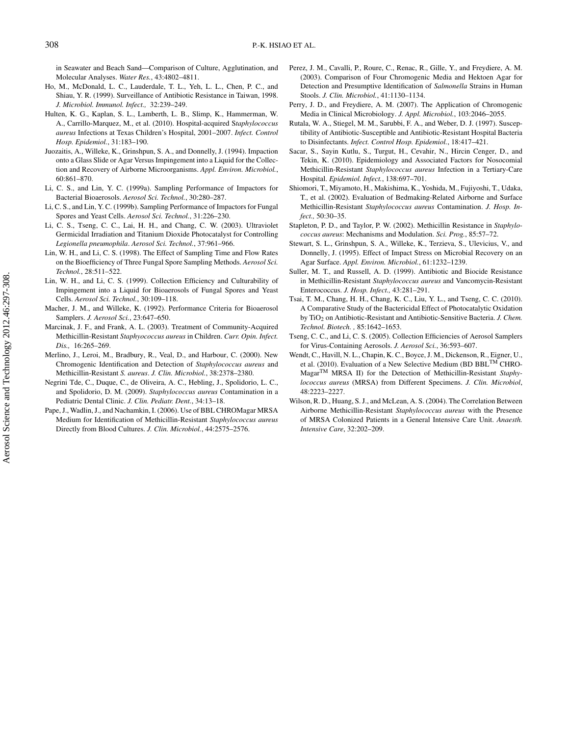in Seawater and Beach Sand—Comparison of Culture, Agglutination, and Molecular Analyses. *Water Res.*, 43:4802–4811.

Ho, M., McDonald, L. C., Lauderdale, T. L., Yeh, L. L., Chen, P. C., and Shiau, Y. R. (1999). Surveillance of Antibiotic Resistance in Taiwan, 1998. *J. Microbiol. Immunol. Infect.,* 32:239–249.

Hulten, K. G., Kaplan, S. L., Lamberth, L. B., Slimp, K., Hammerman, W. A., Carrillo-Marquez, M., et al. (2010). Hospital-acquired S*taphylococcus aureus* Infections at Texas Children's Hospital, 2001–2007. *Infect. Control Hosp. Epidemiol.*, 31:183–190.

Juozaitis, A., Willeke, K., Grinshpun, S. A., and Donnelly, J. (1994). Impaction onto a Glass Slide or Agar Versus Impingement into a Liquid for the Collection and Recovery of Airborne Microorganisms. *Appl. Environ. Microbiol.*, 60:861–870.

Li, C. S., and Lin, Y. C. (1999a). Sampling Performance of Impactors for Bacterial Bioaerosols. *Aerosol Sci. Technol.*, 30:280–287.

Li, C. S., and Lin, Y. C. (1999b). Sampling Performance of Impactors for Fungal Spores and Yeast Cells. *Aerosol Sci. Technol.*, 31:226–230.

Li, C. S., Tseng, C. C., Lai, H. H., and Chang, C. W. (2003). Ultraviolet Germicidal Irradiation and Titanium Dioxide Photocatalyst for Controlling *Legionella pneumophila*. *Aerosol Sci. Technol.*, 37:961–966.

Lin, W. H., and Li, C. S. (1998). The Effect of Sampling Time and Flow Rates on the Bioefficiency of Three Fungal Spore Sampling Methods. *Aerosol Sci. Technol.*, 28:511–522.

Lin, W. H., and Li, C. S. (1999). Collection Efficiency and Culturability of Impingement into a Liquid for Bioaerosols of Fungal Spores and Yeast Cells. *Aerosol Sci. Technol.*, 30:109–118.

Macher, J. M., and Willeke, K. (1992). Performance Criteria for Bioaerosol Samplers. *J. Aerosol Sci.*, 23:647–650.

Marcinak, J. F., and Frank, A. L. (2003). Treatment of Community-Acquired Methicillin-Resistant *Staphyococcus aureus* in Children. *Curr. Opin. Infect. Dis.,* 16:265–269.

Merlino, J., Leroi, M., Bradbury, R., Veal, D., and Harbour, C. (2000). New Chromogenic Identification and Detection of *Staphylococcus aureus* and Methicillin-Resistant *S. aureus*. *J. Clin. Microbiol.*, 38:2378–2380.

Negrini Tde, C., Duque, C., de Oliveira, A. C., Hebling, J., Spolidorio, L. C., and Spolidorio, D. M. (2009). *Staphylococcus aureus* Contamination in a Pediatric Dental Clinic. *J. Clin. Pediatr. Dent.*, 34:13–18.

Pape, J., Wadlin, J., and Nachamkin, I. (2006). Use of BBL CHROMagar MRSA Medium for Identification of Methicillin-Resistant *Staphylococcus aureus* Directly from Blood Cultures. *J. Clin. Microbiol.*, 44:2575–2576.

Perez, J. M., Cavalli, P., Roure, C., Renac, R., Gille, Y., and Freydiere, A. M. (2003). Comparison of Four Chromogenic Media and Hektoen Agar for Detection and Presumptive Identification of *Salmonella* Strains in Human Stools. *J. Clin. Microbiol.*, 41:1130–1134.

Perry, J. D., and Freydiere, A. M. (2007). The Application of Chromogenic Media in Clinical Microbiology. *J. Appl. Microbiol.*, 103:2046–2055.

Rutala, W. A., Stiegel, M. M., Sarubbi, F. A., and Weber, D. J. (1997). Susceptibility of Antibiotic-Susceptible and Antibiotic-Resistant Hospital Bacteria to Disinfectants. *Infect. Control Hosp. Epidemiol.*, 18:417–421.

Sacar, S., Sayin Kutlu, S., Turgut, H., Cevahir, N., Hircin Cenger, D., and Tekin, K. (2010). Epidemiology and Associated Factors for Nosocomial Methicillin-Resistant *Staphylococcus aureus* Infection in a Tertiary-Care Hospital. *Epidemiol. Infect.*, 138:697–701.

Shiomori, T., Miyamoto, H., Makishima, K., Yoshida, M., Fujiyoshi, T., Udaka, T., et al. (2002). Evaluation of Bedmaking-Related Airborne and Surface Methicillin-Resistant *Staphylococcus aureus* Contamination. *J. Hosp. Infect.,* 50:30–35.

Stapleton, P. D., and Taylor, P. W. (2002). Methicillin Resistance in *Staphylococcus aureus*: Mechanisms and Modulation. *Sci. Prog.*, 85:57–72.

Stewart, S. L., Grinshpun, S. A., Willeke, K., Terzieva, S., Ulevicius, V., and Donnelly, J. (1995). Effect of Impact Stress on Microbial Recovery on an Agar Surface. *Appl. Environ. Microbiol.*, 61:1232–1239.

Suller, M. T., and Russell, A. D. (1999). Antibiotic and Biocide Resistance in Methicillin-Resistant *Staphylococcus aureus* and Vancomycin-Resistant Enterococcus. *J. Hosp. Infect.,* 43:281–291.

Tsai, T. M., Chang, H. H., Chang, K. C., Liu, Y. L., and Tseng, C. C. (2010). A Comparative Study of the Bactericidal Effect of Photocatalytic Oxidation by $TiO_2$ on Antibiotic-Resistant and Antibiotic-Sensitive Bacteria. *J. Chem. Technol. Biotech.*, 85:1642–1653.

Tseng, C. C., and Li, C. S. (2005). Collection Efficiencies of Aerosol Samplers for Virus-Containing Aerosols. *J. Aerosol Sci.*, 36:593–607.

Wendt, C., Havill, N. L., Chapin, K. C., Boyce, J. M., Dickenson, R., Eigner, U., et al. (2010). Evaluation of a New Selective Medium (BD BBL™ CHROMagar™ MRSA II) for the Detection of Methicillin-Resistant *Staphylococcus aureus* (MRSA) from Different Specimens. *J. Clin. Microbiol*, 48:2223–2227.

Wilson, R. D., Huang, S. J., and McLean, A. S. (2004). The Correlation Between Airborne Methicillin-Resistant *Staphylococcus aureus* with the Presence of MRSA Colonized Patients in a General Intensive Care Unit. *Anaesth. Intensive Care*, 32:202–209.